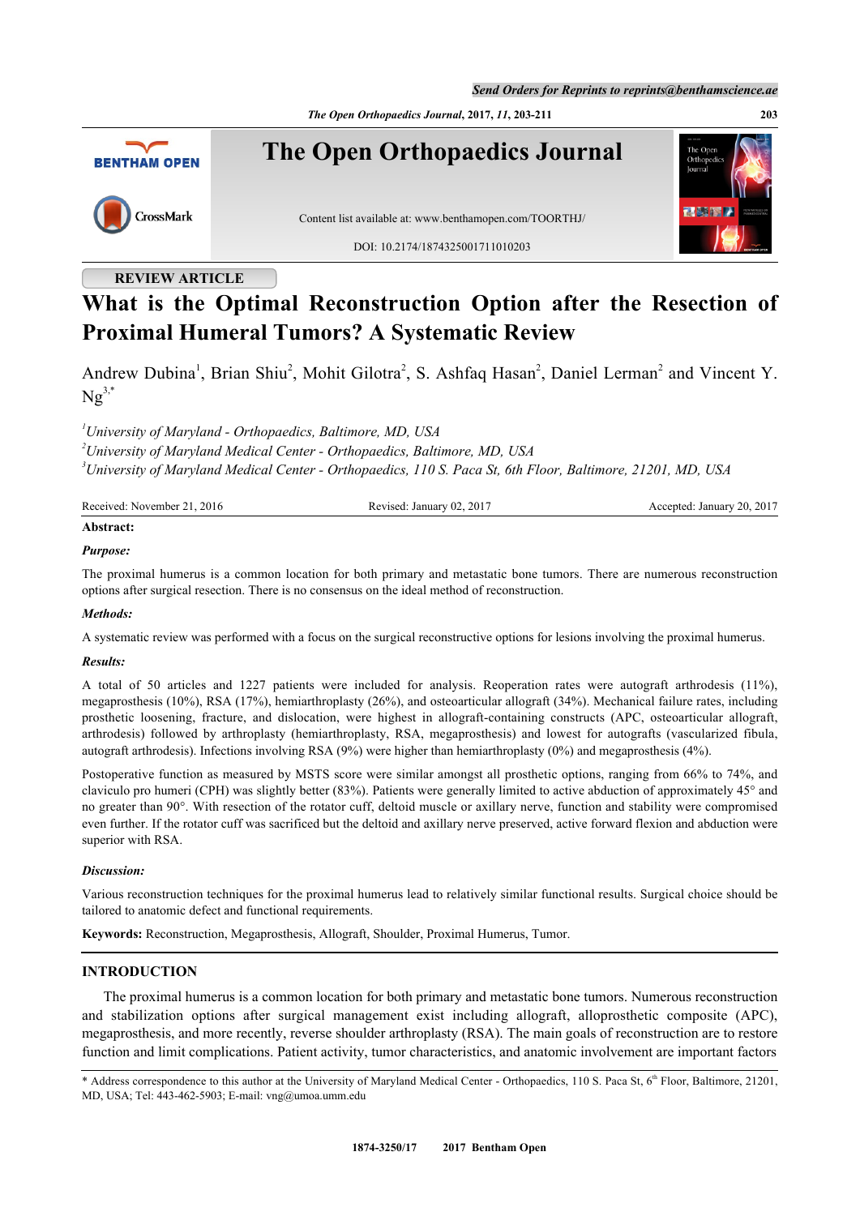REVIEW ARTICLE

# What is the Optimal Reconstruction Option after the Resection of Proximal Humeral Tumors? A Systematic Review

Andrew Dubina[1], Brian Shiu[2], Mohit Gilotra[2], S. Ashfaq Hasan[2], Daniel Lerman[2] and Vincent Y. Ng[3,*]

[1]*University of Maryland - Orthopaedics, Baltimore, MD, USA*
[2]*University of Maryland Medical Center - Orthopaedics, Baltimore, MD, USA*
[3]*University of Maryland Medical Center - Orthopaedics, 110 S. Paca St, 6th Floor, Baltimore, 21201, MD, USA*

Received: November 21, 2016 Revised: January 02, 2017 Accepted: January 20, 2017

**Abstract:**

***Purpose:***

The proximal humerus is a common location for both primary and metastatic bone tumors. There are numerous reconstruction options after surgical resection. There is no consensus on the ideal method of reconstruction.

***Methods:***

A systematic review was performed with a focus on the surgical reconstructive options for lesions involving the proximal humerus.

***Results:***

A total of 50 articles and 1227 patients were included for analysis. Reoperation rates were autograft arthrodesis (11%), megaprosthesis (10%), RSA (17%), hemiarthroplasty (26%), and osteoarticular allograft (34%). Mechanical failure rates, including prosthetic loosening, fracture, and dislocation, were highest in allograft-containing constructs (APC, osteoarticular allograft, arthrodesis) followed by arthroplasty (hemiarthroplasty, RSA, megaprosthesis) and lowest for autografts (vascularized fibula, autograft arthrodesis). Infections involving RSA (9%) were higher than hemiarthroplasty (0%) and megaprosthesis (4%).

Postoperative function as measured by MSTS score were similar amongst all prosthetic options, ranging from 66% to 74%, and claviculo pro humeri (CPH) was slightly better (83%). Patients were generally limited to active abduction of approximately 45° and no greater than 90°. With resection of the rotator cuff, deltoid muscle or axillary nerve, function and stability were compromised even further. If the rotator cuff was sacrificed but the deltoid and axillary nerve preserved, active forward flexion and abduction were superior with RSA.

***Discussion:***

Various reconstruction techniques for the proximal humerus lead to relatively similar functional results. Surgical choice should be tailored to anatomic defect and functional requirements.

**Keywords:** Reconstruction, Megaprosthesis, Allograft, Shoulder, Proximal Humerus, Tumor.

## INTRODUCTION

The proximal humerus is a common location for both primary and metastatic bone tumors. Numerous reconstruction and stabilization options after surgical management exist including allograft, alloprosthetic composite (APC), megaprosthesis, and more recently, reverse shoulder arthroplasty (RSA). The main goals of reconstruction are to restore function and limit complications. Patient activity, tumor characteristics, and anatomic involvement are important factors

\* Address correspondence to this author at the University of Maryland Medical Center - Orthopaedics, 110 S. Paca St, 6th Floor, Baltimore, 21201, MD, USA; Tel: 443-462-5903; E-mail: vng@umoa.umm.edu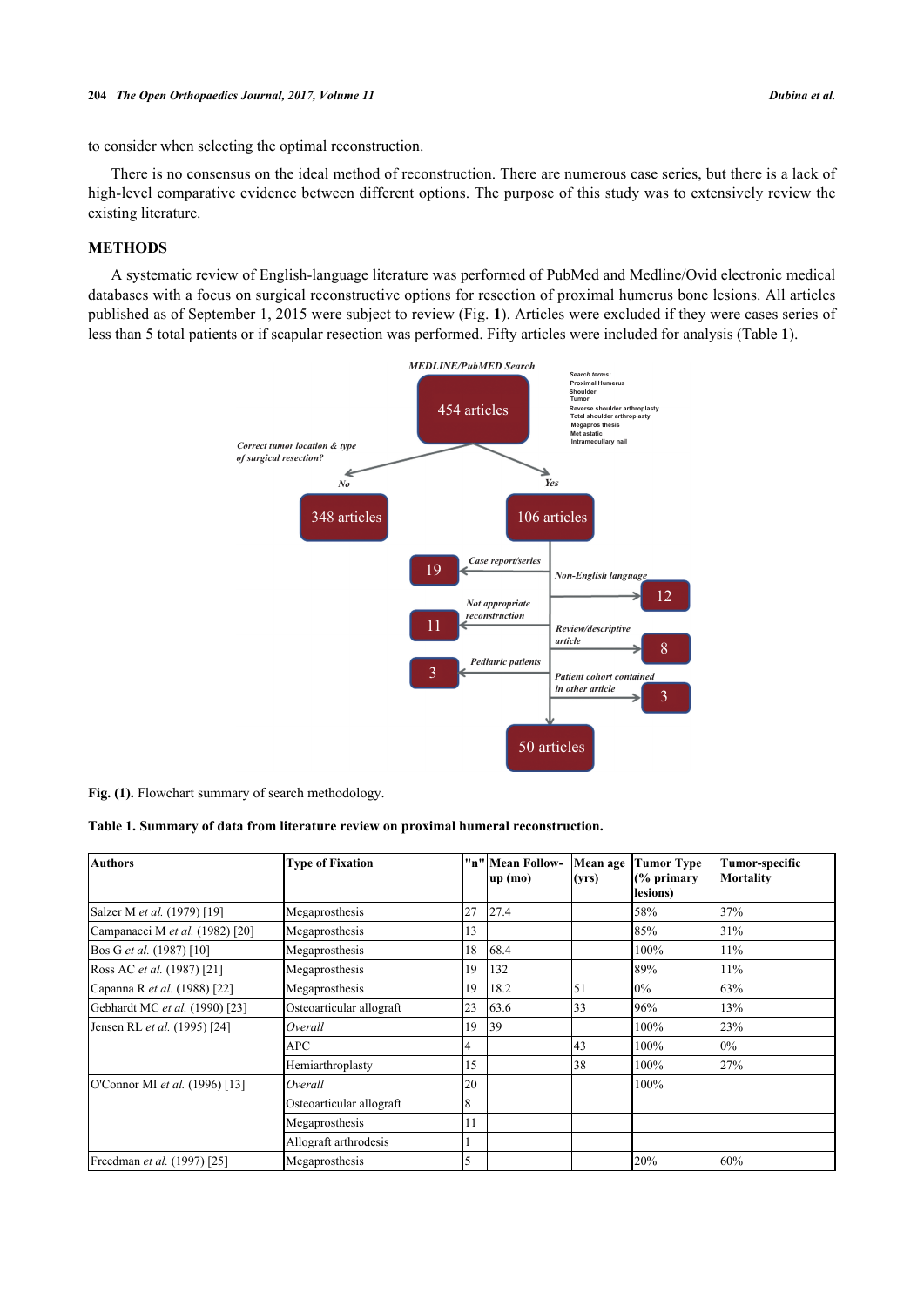to consider when selecting the optimal reconstruction.

There is no consensus on the ideal method of reconstruction. There are numerous case series, but there is a lack of high-level comparative evidence between different options. The purpose of this study was to extensively review the existing literature.

## METHODS

A systematic review of English-language literature was performed of PubMed and Medline/Ovid electronic medical databases with a focus on surgical reconstructive options for resection of proximal humerus bone lesions. All articles published as of September 1, 2015 were subject to review (Fig. **1**). Articles were excluded if they were cases series of less than 5 total patients or if scapular resection was performed. Fifty articles were included for analysis (Table **1**).

*MEDLINE/PubMED Search*

*Search terms:* Proximal Humerus, Shoulder, Tumor, Reverse shoulder arthroplasty, Total shoulder arthroplasty, Megapros thesis, Met astatic, Intramedullary nail

454 articles

*Correct tumor location & type of surgical resection?*

*No*: 348 articles

*Yes*: 106 articles

*Case report/series*: 19

*Non-English language*: 12

*Not appropriate reconstruction*: 11

*Review/descriptive article*: 8

*Pediatric patients*: 3

*Patient cohort contained in other article*: 3

50 articles

**Fig. (1).** Flowchart summary of search methodology.

**Table 1. Summary of data from literature review on proximal humeral reconstruction.**

| Authors | Type of Fixation | "n" | Mean Follow-up (mo) | Mean age (yrs) | Tumor Type (% primary lesions) | Tumor-specific Mortality |
|---|---|---|---|---|---|---|
| Salzer M *et al.* (1979) [19] | Megaprosthesis | 27 | 27.4 | | 58% | 37% |
| Campanacci M *et al.* (1982) [20] | Megaprosthesis | 13 | | | 85% | 31% |
| Bos G *et al.* (1987) [10] | Megaprosthesis | 18 | 68.4 | | 100% | 11% |
| Ross AC *et al.* (1987) [21] | Megaprosthesis | 19 | 132 | | 89% | 11% |
| Capanna R *et al.* (1988) [22] | Megaprosthesis | 19 | 18.2 | 51 | 0% | 63% |
| Gebhardt MC *et al.* (1990) [23] | Osteoarticular allograft | 23 | 63.6 | 33 | 96% | 13% |
| Jensen RL *et al.* (1995) [24] | *Overall* | 19 | 39 | | 100% | 23% |
| | APC | 4 | | 43 | 100% | 0% |
| | Hemiarthroplasty | 15 | | 38 | 100% | 27% |
| O'Connor MI *et al.* (1996) [13] | *Overall* | 20 | | | 100% | |
| | Osteoarticular allograft | 8 | | | | |
| | Megaprosthesis | 11 | | | | |
| | Allograft arthrodesis | 1 | | | | |
| Freedman *et al.* (1997) [25] | Megaprosthesis | 5 | | | 20% | 60% |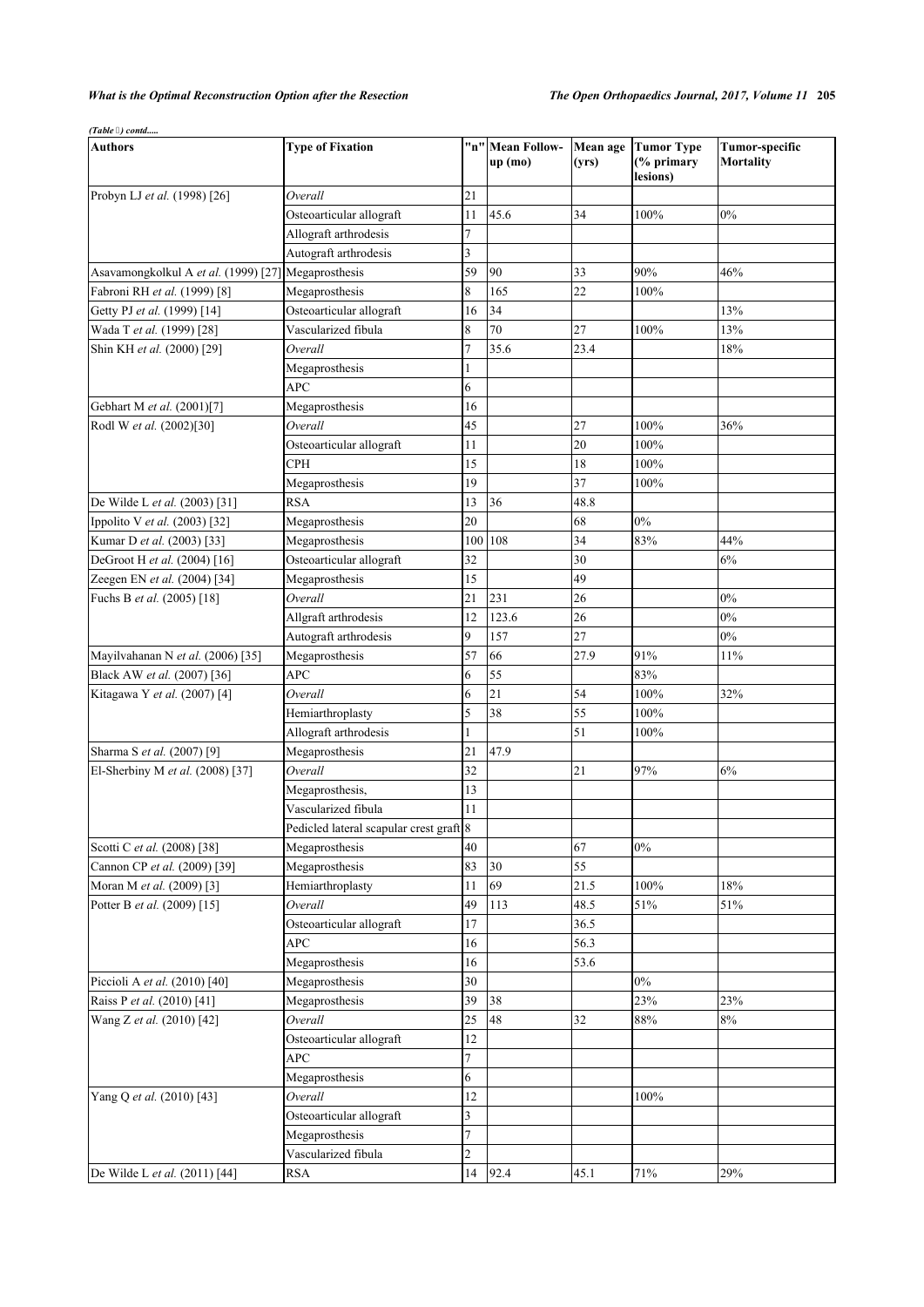*(Table ) contd.....*

| Authors | Type of Fixation | "n" | Mean Follow-up (mo) | Mean age (yrs) | Tumor Type (% primary lesions) | Tumor-specific Mortality |
|---|---|---|---|---|---|---|
| Probyn LJ *et al.* (1998) [26] | *Overall* | 21 | | | | |
| | Osteoarticular allograft | 11 | 45.6 | 34 | 100% | 0% |
| | Allograft arthrodesis | 7 | | | | |
| | Autograft arthrodesis | 3 | | | | |
| Asavamongkolkul A *et al.* (1999) [27] | Megaprosthesis | 59 | 90 | 33 | 90% | 46% |
| Fabroni RH *et al.* (1999) [8] | Megaprosthesis | 8 | 165 | 22 | 100% | |
| Getty PJ *et al.* (1999) [14] | Osteoarticular allograft | 16 | 34 | | | 13% |
| Wada T *et al.* (1999) [28] | Vascularized fibula | 8 | 70 | 27 | 100% | 13% |
| Shin KH *et al.* (2000) [29] | *Overall* | 7 | 35.6 | 23.4 | | 18% |
| | Megaprosthesis | 1 | | | | |
| | APC | 6 | | | | |
| Gebhart M *et al.* (2001)[7] | Megaprosthesis | 16 | | | | |
| Rodl W *et al.* (2002)[30] | *Overall* | 45 | | 27 | 100% | 36% |
| | Osteoarticular allograft | 11 | | 20 | 100% | |
| | CPH | 15 | | 18 | 100% | |
| | Megaprosthesis | 19 | | 37 | 100% | |
| De Wilde L *et al.* (2003) [31] | RSA | 13 | 36 | 48.8 | | |
| Ippolito V *et al.* (2003) [32] | Megaprosthesis | 20 | | 68 | 0% | |
| Kumar D *et al.* (2003) [33] | Megaprosthesis | 100 | 108 | 34 | 83% | 44% |
| DeGroot H *et al.* (2004) [16] | Osteoarticular allograft | 32 | | 30 | | 6% |
| Zeegen EN *et al.* (2004) [34] | Megaprosthesis | 15 | | 49 | | |
| Fuchs B *et al.* (2005) [18] | *Overall* | 21 | 231 | 26 | | 0% |
| | Allgraft arthrodesis | 12 | 123.6 | 26 | | 0% |
| | Autograft arthrodesis | 9 | 157 | 27 | | 0% |
| Mayilvahanan N *et al.* (2006) [35] | Megaprosthesis | 57 | 66 | 27.9 | 91% | 11% |
| Black AW *et al.* (2007) [36] | APC | 6 | 55 | | 83% | |
| Kitagawa Y *et al.* (2007) [4] | *Overall* | 6 | 21 | 54 | 100% | 32% |
| | Hemiarthroplasty | 5 | 38 | 55 | 100% | |
| | Allograft arthrodesis | 1 | | 51 | 100% | |
| Sharma S *et al.* (2007) [9] | Megaprosthesis | 21 | 47.9 | | | |
| El-Sherbiny M *et al.* (2008) [37] | *Overall* | 32 | | 21 | 97% | 6% |
| | Megaprosthesis, | 13 | | | | |
| | Vascularized fibula | 11 | | | | |
| | Pedicled lateral scapular crest graft | 8 | | | | |
| Scotti C *et al.* (2008) [38] | Megaprosthesis | 40 | | 67 | 0% | |
| Cannon CP *et al.* (2009) [39] | Megaprosthesis | 83 | 30 | 55 | | |
| Moran M *et al.* (2009) [3] | Hemiarthroplasty | 11 | 69 | 21.5 | 100% | 18% |
| Potter B *et al.* (2009) [15] | *Overall* | 49 | 113 | 48.5 | 51% | 51% |
| | Osteoarticular allograft | 17 | | 36.5 | | |
| | APC | 16 | | 56.3 | | |
| | Megaprosthesis | 16 | | 53.6 | | |
| Piccioli A *et al.* (2010) [40] | Megaprosthesis | 30 | | | 0% | |
| Raiss P *et al.* (2010) [41] | Megaprosthesis | 39 | 38 | | 23% | 23% |
| Wang Z *et al.* (2010) [42] | *Overall* | 25 | 48 | 32 | 88% | 8% |
| | Osteoarticular allograft | 12 | | | | |
| | APC | 7 | | | | |
| | Megaprosthesis | 6 | | | | |
| Yang Q *et al.* (2010) [43] | *Overall* | 12 | | | 100% | |
| | Osteoarticular allograft | 3 | | | | |
| | Megaprosthesis | 7 | | | | |
| | Vascularized fibula | 2 | | | | |
| De Wilde L *et al.* (2011) [44] | RSA | 14 | 92.4 | 45.1 | 71% | 29% |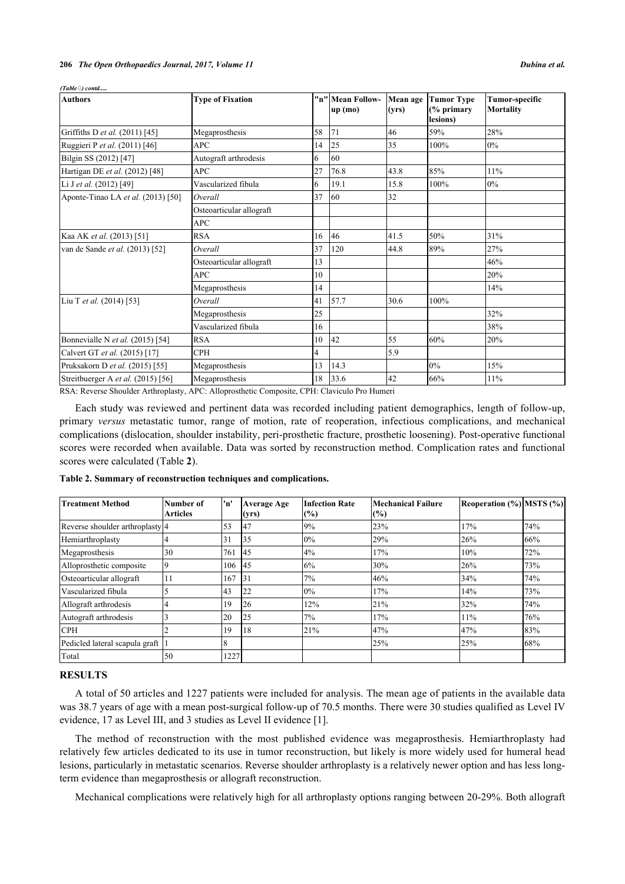*(Table 1) contd.....*

| Authors | Type of Fixation | "n" | Mean Follow-up (mo) | Mean age (yrs) | Tumor Type (% primary lesions) | Tumor-specific Mortality |
|---|---|---|---|---|---|---|
| Griffiths D *et al.* (2011) [45] | Megaprosthesis | 58 | 71 | 46 | 59% | 28% |
| Ruggieri P *et al.* (2011) [46] | APC | 14 | 25 | 35 | 100% | 0% |
| Bilgin SS (2012) [47] | Autograft arthrodesis | 6 | 60 | | | |
| Hartigan DE *et al.* (2012) [48] | APC | 27 | 76.8 | 43.8 | 85% | 11% |
| Li J *et al.* (2012) [49] | Vascularized fibula | 6 | 19.1 | 15.8 | 100% | 0% |
| Aponte-Tinao LA *et al.* (2013) [50] | *Overall* | 37 | 60 | 32 | | |
| | Osteoarticular allograft | | | | | |
| | APC | | | | | |
| Kaa AK *et al.* (2013) [51] | RSA | 16 | 46 | 41.5 | 50% | 31% |
| van de Sande *et al.* (2013) [52] | *Overall* | 37 | 120 | 44.8 | 89% | 27% |
| | Osteoarticular allograft | 13 | | | | 46% |
| | APC | 10 | | | | 20% |
| | Megaprosthesis | 14 | | | | 14% |
| Liu T *et al.* (2014) [53] | *Overall* | 41 | 57.7 | 30.6 | 100% | |
| | Megaprosthesis | 25 | | | | 32% |
| | Vascularized fibula | 16 | | | | 38% |
| Bonnevialle N *et al.* (2015) [54] | RSA | 10 | 42 | 55 | 60% | 20% |
| Calvert GT *et al.* (2015) [17] | CPH | 4 | | 5.9 | | |
| Pruksakorn D *et al.* (2015) [55] | Megaprosthesis | 13 | 14.3 | | 0% | 15% |
| Streitbuerger A *et al.* (2015) [56] | Megaprosthesis | 18 | 33.6 | 42 | 66% | 11% |

RSA: Reverse Shoulder Arthroplasty, APC: Alloprosthetic Composite, CPH: Claviculo Pro Humeri

Each study was reviewed and pertinent data was recorded including patient demographics, length of follow-up, primary *versus* metastatic tumor, range of motion, rate of reoperation, infectious complications, and mechanical complications (dislocation, shoulder instability, peri-prosthetic fracture, prosthetic loosening). Post-operative functional scores were recorded when available. Data was sorted by reconstruction method. Complication rates and functional scores were calculated (Table **2**).

**Table 2. Summary of reconstruction techniques and complications.**

| Treatment Method | Number of Articles | 'n' | Average Age (yrs) | Infection Rate (%) | Mechanical Failure (%) | Reoperation (%) | MSTS (%) |
|---|---|---|---|---|---|---|---|
| Reverse shoulder arthroplasty | 4 | 53 | 47 | 9% | 23% | 17% | 74% |
| Hemiarthroplasty | 4 | 31 | 35 | 0% | 29% | 26% | 66% |
| Megaprosthesis | 30 | 761 | 45 | 4% | 17% | 10% | 72% |
| Alloprosthetic composite | 9 | 106 | 45 | 6% | 30% | 26% | 73% |
| Osteoarticular allograft | 11 | 167 | 31 | 7% | 46% | 34% | 74% |
| Vascularized fibula | 5 | 43 | 22 | 0% | 17% | 14% | 73% |
| Allograft arthrodesis | 4 | 19 | 26 | 12% | 21% | 32% | 74% |
| Autograft arthrodesis | 3 | 20 | 25 | 7% | 17% | 11% | 76% |
| CPH | 2 | 19 | 18 | 21% | 47% | 47% | 83% |
| Pedicled lateral scapula graft | 1 | 8 | | | 25% | 25% | 68% |
| Total | 50 | 1227 | | | | | |

## RESULTS

A total of 50 articles and 1227 patients were included for analysis. The mean age of patients in the available data was 38.7 years of age with a mean post-surgical follow-up of 70.5 months. There were 30 studies qualified as Level IV evidence, 17 as Level III, and 3 studies as Level II evidence [1].

The method of reconstruction with the most published evidence was megaprosthesis. Hemiarthroplasty had relatively few articles dedicated to its use in tumor reconstruction, but likely is more widely used for humeral head lesions, particularly in metastatic scenarios. Reverse shoulder arthroplasty is a relatively newer option and has less long-term evidence than megaprosthesis or allograft reconstruction.

Mechanical complications were relatively high for all arthroplasty options ranging between 20-29%. Both allograft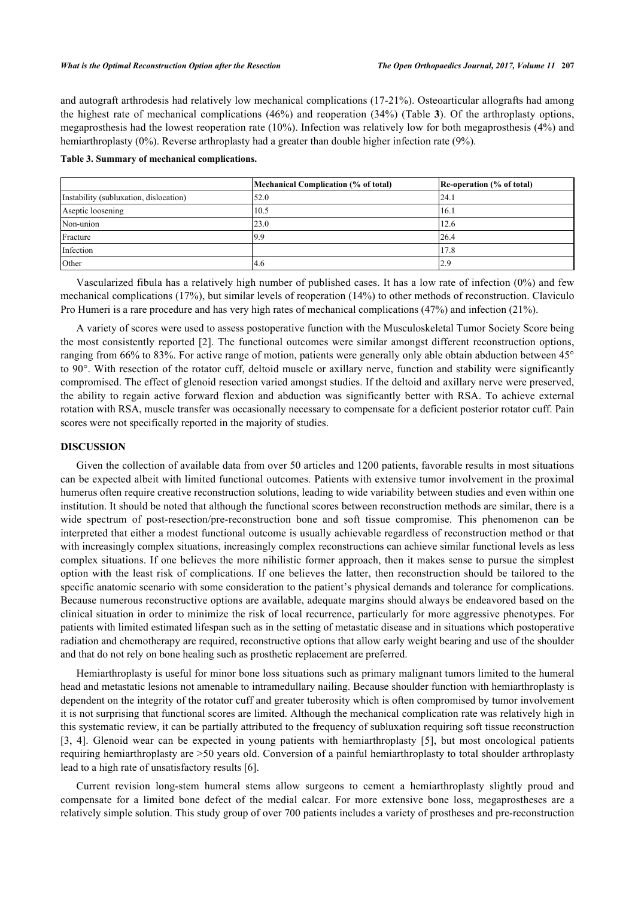and autograft arthrodesis had relatively low mechanical complications (17-21%). Osteoarticular allografts had among the highest rate of mechanical complications (46%) and reoperation (34%) (Table **3**). Of the arthroplasty options, megaprosthesis had the lowest reoperation rate (10%). Infection was relatively low for both megaprosthesis (4%) and hemiarthroplasty (0%). Reverse arthroplasty had a greater than double higher infection rate (9%).

**Table 3. Summary of mechanical complications.**

| | Mechanical Complication (% of total) | Re-operation (% of total) |
|---|---|---|
| Instability (subluxation, dislocation) | 52.0 | 24.1 |
| Aseptic loosening | 10.5 | 16.1 |
| Non-union | 23.0 | 12.6 |
| Fracture | 9.9 | 26.4 |
| Infection | | 17.8 |
| Other | 4.6 | 2.9 |

Vascularized fibula has a relatively high number of published cases. It has a low rate of infection (0%) and few mechanical complications (17%), but similar levels of reoperation (14%) to other methods of reconstruction. Claviculo Pro Humeri is a rare procedure and has very high rates of mechanical complications (47%) and infection (21%).

A variety of scores were used to assess postoperative function with the Musculoskeletal Tumor Society Score being the most consistently reported [2]. The functional outcomes were similar amongst different reconstruction options, ranging from 66% to 83%. For active range of motion, patients were generally only able obtain abduction between 45° to 90°. With resection of the rotator cuff, deltoid muscle or axillary nerve, function and stability were significantly compromised. The effect of glenoid resection varied amongst studies. If the deltoid and axillary nerve were preserved, the ability to regain active forward flexion and abduction was significantly better with RSA. To achieve external rotation with RSA, muscle transfer was occasionally necessary to compensate for a deficient posterior rotator cuff. Pain scores were not specifically reported in the majority of studies.

## DISCUSSION

Given the collection of available data from over 50 articles and 1200 patients, favorable results in most situations can be expected albeit with limited functional outcomes. Patients with extensive tumor involvement in the proximal humerus often require creative reconstruction solutions, leading to wide variability between studies and even within one institution. It should be noted that although the functional scores between reconstruction methods are similar, there is a wide spectrum of post-resection/pre-reconstruction bone and soft tissue compromise. This phenomenon can be interpreted that either a modest functional outcome is usually achievable regardless of reconstruction method or that with increasingly complex situations, increasingly complex reconstructions can achieve similar functional levels as less complex situations. If one believes the more nihilistic former approach, then it makes sense to pursue the simplest option with the least risk of complications. If one believes the latter, then reconstruction should be tailored to the specific anatomic scenario with some consideration to the patient's physical demands and tolerance for complications. Because numerous reconstructive options are available, adequate margins should always be endeavored based on the clinical situation in order to minimize the risk of local recurrence, particularly for more aggressive phenotypes. For patients with limited estimated lifespan such as in the setting of metastatic disease and in situations which postoperative radiation and chemotherapy are required, reconstructive options that allow early weight bearing and use of the shoulder and that do not rely on bone healing such as prosthetic replacement are preferred.

Hemiarthroplasty is useful for minor bone loss situations such as primary malignant tumors limited to the humeral head and metastatic lesions not amenable to intramedullary nailing. Because shoulder function with hemiarthroplasty is dependent on the integrity of the rotator cuff and greater tuberosity which is often compromised by tumor involvement it is not surprising that functional scores are limited. Although the mechanical complication rate was relatively high in this systematic review, it can be partially attributed to the frequency of subluxation requiring soft tissue reconstruction [3, 4]. Glenoid wear can be expected in young patients with hemiarthroplasty [5], but most oncological patients requiring hemiarthroplasty are >50 years old. Conversion of a painful hemiarthroplasty to total shoulder arthroplasty lead to a high rate of unsatisfactory results [6].

Current revision long-stem humeral stems allow surgeons to cement a hemiarthroplasty slightly proud and compensate for a limited bone defect of the medial calcar. For more extensive bone loss, megaprostheses are a relatively simple solution. This study group of over 700 patients includes a variety of prostheses and pre-reconstruction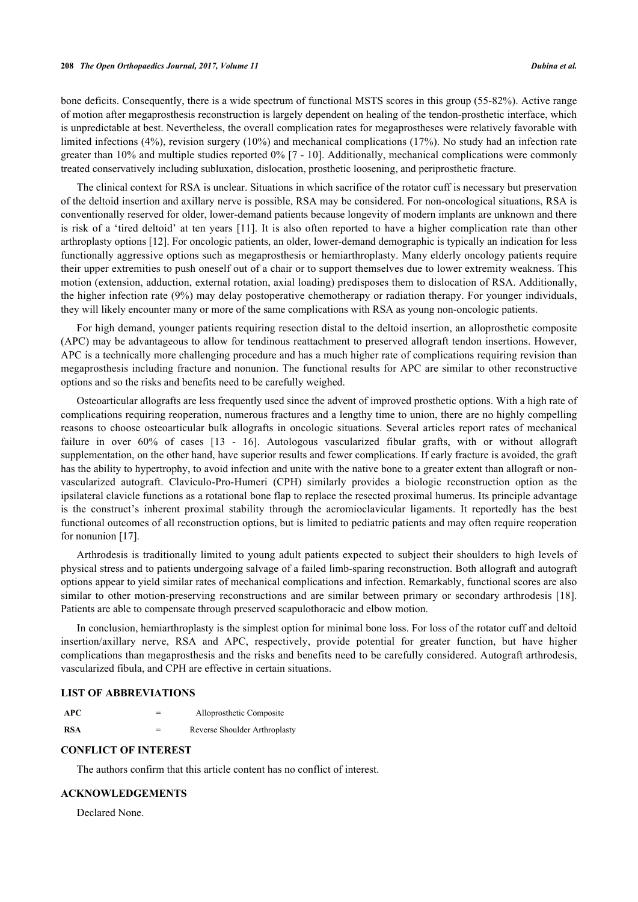bone deficits. Consequently, there is a wide spectrum of functional MSTS scores in this group (55-82%). Active range of motion after megaprosthesis reconstruction is largely dependent on healing of the tendon-prosthetic interface, which is unpredictable at best. Nevertheless, the overall complication rates for megaprostheses were relatively favorable with limited infections (4%), revision surgery (10%) and mechanical complications (17%). No study had an infection rate greater than 10% and multiple studies reported 0% [7 - 10]. Additionally, mechanical complications were commonly treated conservatively including subluxation, dislocation, prosthetic loosening, and periprosthetic fracture.

The clinical context for RSA is unclear. Situations in which sacrifice of the rotator cuff is necessary but preservation of the deltoid insertion and axillary nerve is possible, RSA may be considered. For non-oncological situations, RSA is conventionally reserved for older, lower-demand patients because longevity of modern implants are unknown and there is risk of a 'tired deltoid' at ten years [11]. It is also often reported to have a higher complication rate than other arthroplasty options [12]. For oncologic patients, an older, lower-demand demographic is typically an indication for less functionally aggressive options such as megaprosthesis or hemiarthroplasty. Many elderly oncology patients require their upper extremities to push oneself out of a chair or to support themselves due to lower extremity weakness. This motion (extension, adduction, external rotation, axial loading) predisposes them to dislocation of RSA. Additionally, the higher infection rate (9%) may delay postoperative chemotherapy or radiation therapy. For younger individuals, they will likely encounter many or more of the same complications with RSA as young non-oncologic patients.

For high demand, younger patients requiring resection distal to the deltoid insertion, an alloprosthetic composite (APC) may be advantageous to allow for tendinous reattachment to preserved allograft tendon insertions. However, APC is a technically more challenging procedure and has a much higher rate of complications requiring revision than megaprosthesis including fracture and nonunion. The functional results for APC are similar to other reconstructive options and so the risks and benefits need to be carefully weighed.

Osteoarticular allografts are less frequently used since the advent of improved prosthetic options. With a high rate of complications requiring reoperation, numerous fractures and a lengthy time to union, there are no highly compelling reasons to choose osteoarticular bulk allografts in oncologic situations. Several articles report rates of mechanical failure in over 60% of cases [13 - 16]. Autologous vascularized fibular grafts, with or without allograft supplementation, on the other hand, have superior results and fewer complications. If early fracture is avoided, the graft has the ability to hypertrophy, to avoid infection and unite with the native bone to a greater extent than allograft or non-vascularized autograft. Claviculo-Pro-Humeri (CPH) similarly provides a biologic reconstruction option as the ipsilateral clavicle functions as a rotational bone flap to replace the resected proximal humerus. Its principle advantage is the construct's inherent proximal stability through the acromioclavicular ligaments. It reportedly has the best functional outcomes of all reconstruction options, but is limited to pediatric patients and may often require reoperation for nonunion [17].

Arthrodesis is traditionally limited to young adult patients expected to subject their shoulders to high levels of physical stress and to patients undergoing salvage of a failed limb-sparing reconstruction. Both allograft and autograft options appear to yield similar rates of mechanical complications and infection. Remarkably, functional scores are also similar to other motion-preserving reconstructions and are similar between primary or secondary arthrodesis [18]. Patients are able to compensate through preserved scapulothoracic and elbow motion.

In conclusion, hemiarthroplasty is the simplest option for minimal bone loss. For loss of the rotator cuff and deltoid insertion/axillary nerve, RSA and APC, respectively, provide potential for greater function, but have higher complications than megaprosthesis and the risks and benefits need to be carefully considered. Autograft arthrodesis, vascularized fibula, and CPH are effective in certain situations.

## LIST OF ABBREVIATIONS

| | | |
|---|---|---|
| **APC** | = | Alloprosthetic Composite |
| **RSA** | = | Reverse Shoulder Arthroplasty |

## CONFLICT OF INTEREST

The authors confirm that this article content has no conflict of interest.

## ACKNOWLEDGEMENTS

Declared None.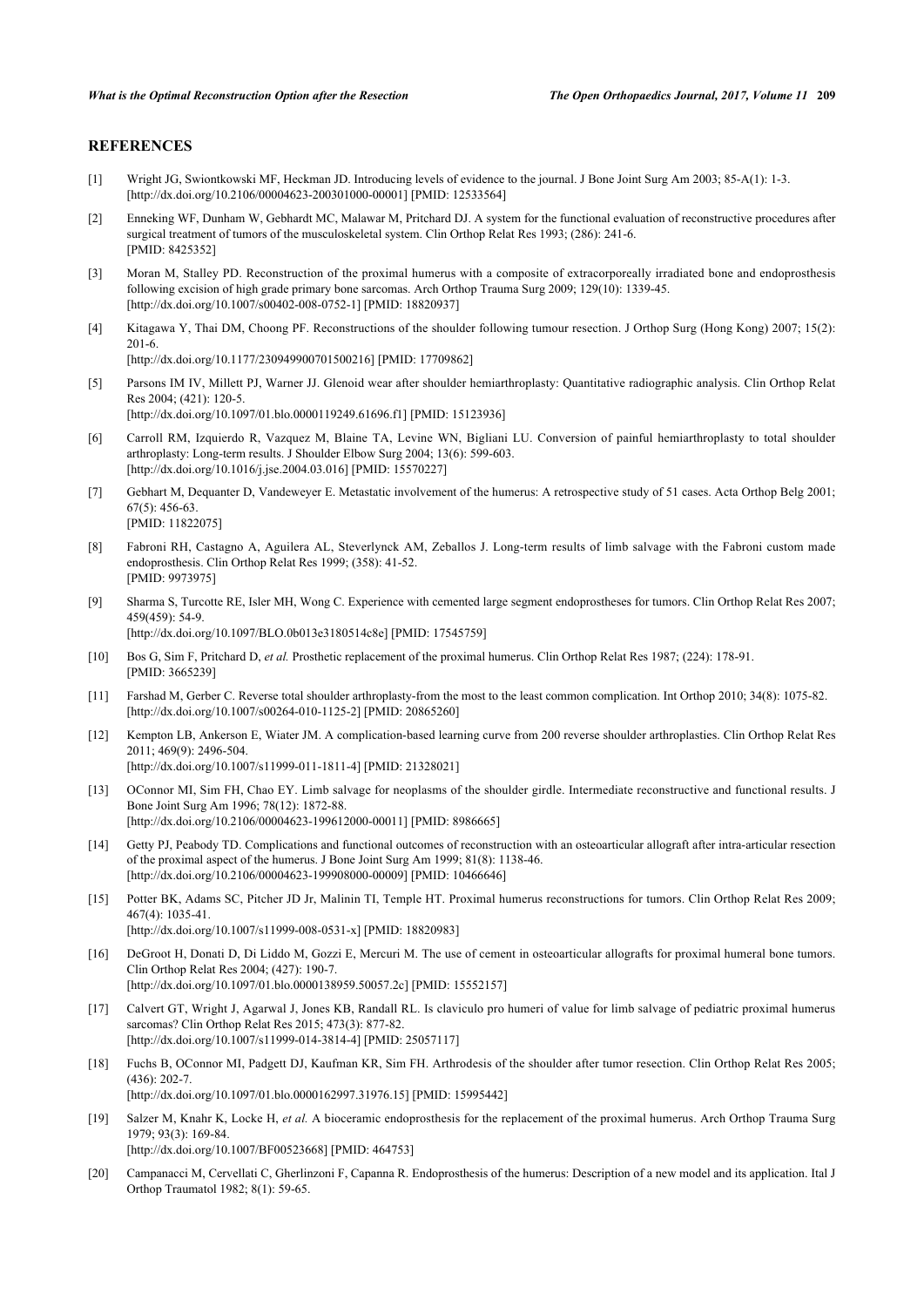## REFERENCES

[1] Wright JG, Swiontkowski MF, Heckman JD. Introducing levels of evidence to the journal. J Bone Joint Surg Am 2003; 85-A(1): 1-3. [http://dx.doi.org/10.2106/00004623-200301000-00001] [PMID: 12533564]

[2] Enneking WF, Dunham W, Gebhardt MC, Malawar M, Pritchard DJ. A system for the functional evaluation of reconstructive procedures after surgical treatment of tumors of the musculoskeletal system. Clin Orthop Relat Res 1993; (286): 241-6. [PMID: 8425352]

[3] Moran M, Stalley PD. Reconstruction of the proximal humerus with a composite of extracorporeally irradiated bone and endoprosthesis following excision of high grade primary bone sarcomas. Arch Orthop Trauma Surg 2009; 129(10): 1339-45. [http://dx.doi.org/10.1007/s00402-008-0752-1] [PMID: 18820937]

[4] Kitagawa Y, Thai DM, Choong PF. Reconstructions of the shoulder following tumour resection. J Orthop Surg (Hong Kong) 2007; 15(2): 201-6. [http://dx.doi.org/10.1177/230949900701500216] [PMID: 17709862]

[5] Parsons IM IV, Millett PJ, Warner JJ. Glenoid wear after shoulder hemiarthroplasty: Quantitative radiographic analysis. Clin Orthop Relat Res 2004; (421): 120-5. [http://dx.doi.org/10.1097/01.blo.0000119249.61696.f1] [PMID: 15123936]

[6] Carroll RM, Izquierdo R, Vazquez M, Blaine TA, Levine WN, Bigliani LU. Conversion of painful hemiarthroplasty to total shoulder arthroplasty: Long-term results. J Shoulder Elbow Surg 2004; 13(6): 599-603. [http://dx.doi.org/10.1016/j.jse.2004.03.016] [PMID: 15570227]

[7] Gebhart M, Dequanter D, Vandeweyer E. Metastatic involvement of the humerus: A retrospective study of 51 cases. Acta Orthop Belg 2001; 67(5): 456-63. [PMID: 11822075]

[8] Fabroni RH, Castagno A, Aguilera AL, Steverlynck AM, Zeballos J. Long-term results of limb salvage with the Fabroni custom made endoprosthesis. Clin Orthop Relat Res 1999; (358): 41-52. [PMID: 9973975]

[9] Sharma S, Turcotte RE, Isler MH, Wong C. Experience with cemented large segment endoprostheses for tumors. Clin Orthop Relat Res 2007; 459(459): 54-9. [http://dx.doi.org/10.1097/BLO.0b013e3180514c8e] [PMID: 17545759]

[10] Bos G, Sim F, Pritchard D, *et al.* Prosthetic replacement of the proximal humerus. Clin Orthop Relat Res 1987; (224): 178-91. [PMID: 3665239]

[11] Farshad M, Gerber C. Reverse total shoulder arthroplasty-from the most to the least common complication. Int Orthop 2010; 34(8): 1075-82. [http://dx.doi.org/10.1007/s00264-010-1125-2] [PMID: 20865260]

[12] Kempton LB, Ankerson E, Wiater JM. A complication-based learning curve from 200 reverse shoulder arthroplasties. Clin Orthop Relat Res 2011; 469(9): 2496-504. [http://dx.doi.org/10.1007/s11999-011-1811-4] [PMID: 21328021]

[13] OConnor MI, Sim FH, Chao EY. Limb salvage for neoplasms of the shoulder girdle. Intermediate reconstructive and functional results. J Bone Joint Surg Am 1996; 78(12): 1872-88. [http://dx.doi.org/10.2106/00004623-199612000-00011] [PMID: 8986665]

[14] Getty PJ, Peabody TD. Complications and functional outcomes of reconstruction with an osteoarticular allograft after intra-articular resection of the proximal aspect of the humerus. J Bone Joint Surg Am 1999; 81(8): 1138-46. [http://dx.doi.org/10.2106/00004623-199908000-00009] [PMID: 10466646]

[15] Potter BK, Adams SC, Pitcher JD Jr, Malinin TI, Temple HT. Proximal humerus reconstructions for tumors. Clin Orthop Relat Res 2009; 467(4): 1035-41. [http://dx.doi.org/10.1007/s11999-008-0531-x] [PMID: 18820983]

[16] DeGroot H, Donati D, Di Liddo M, Gozzi E, Mercuri M. The use of cement in osteoarticular allografts for proximal humeral bone tumors. Clin Orthop Relat Res 2004; (427): 190-7. [http://dx.doi.org/10.1097/01.blo.0000138959.50057.2c] [PMID: 15552157]

[17] Calvert GT, Wright J, Agarwal J, Jones KB, Randall RL. Is claviculo pro humeri of value for limb salvage of pediatric proximal humerus sarcomas? Clin Orthop Relat Res 2015; 473(3): 877-82. [http://dx.doi.org/10.1007/s11999-014-3814-4] [PMID: 25057117]

[18] Fuchs B, OConnor MI, Padgett DJ, Kaufman KR, Sim FH. Arthrodesis of the shoulder after tumor resection. Clin Orthop Relat Res 2005; (436): 202-7. [http://dx.doi.org/10.1097/01.blo.0000162997.31976.15] [PMID: 15995442]

[19] Salzer M, Knahr K, Locke H, *et al.* A bioceramic endoprosthesis for the replacement of the proximal humerus. Arch Orthop Trauma Surg 1979; 93(3): 169-84. [http://dx.doi.org/10.1007/BF00523668] [PMID: 464753]

[20] Campanacci M, Cervellati C, Gherlinzoni F, Capanna R. Endoprosthesis of the humerus: Description of a new model and its application. Ital J Orthop Traumatol 1982; 8(1): 59-65.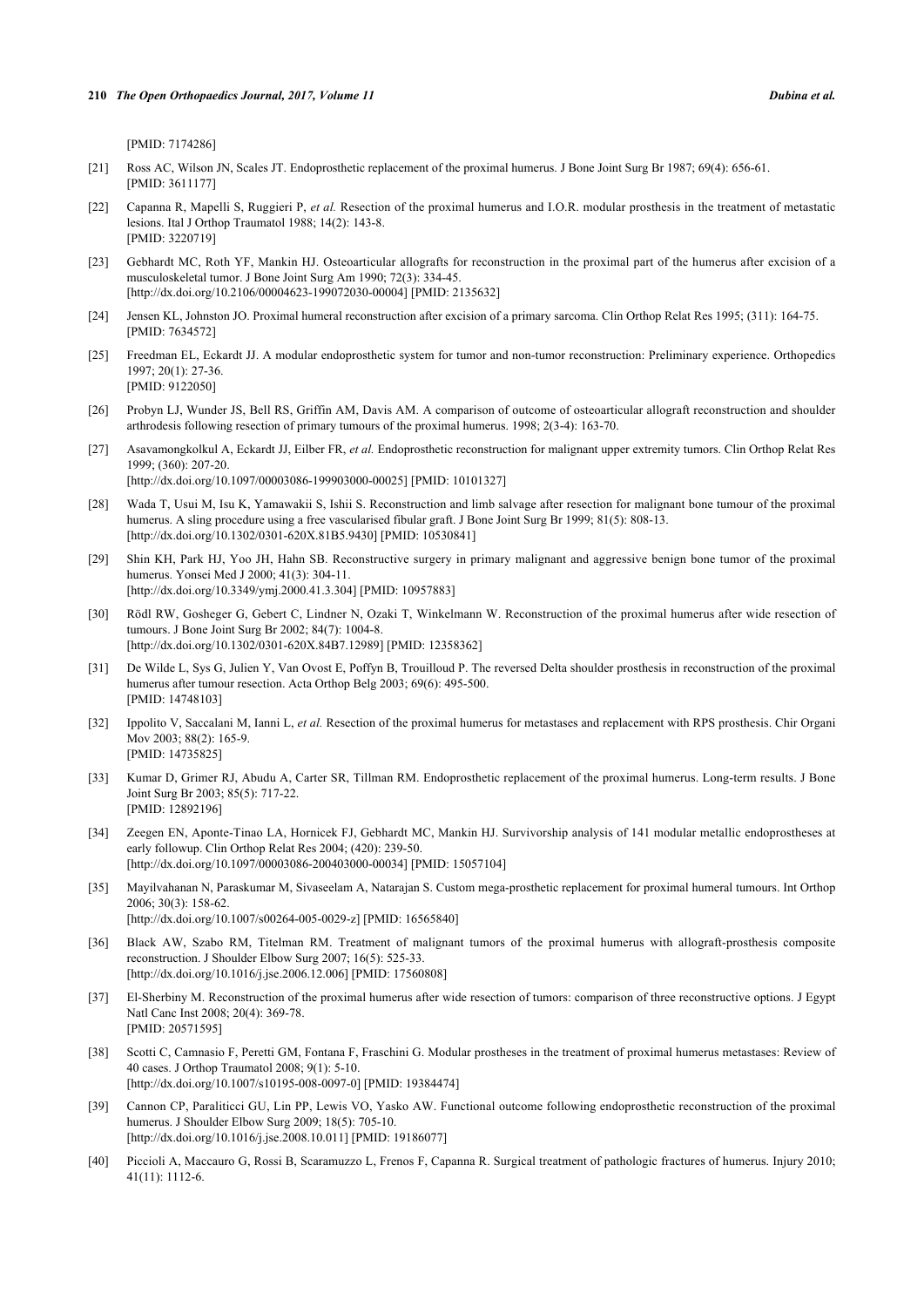[PMID: 7174286]

[21] Ross AC, Wilson JN, Scales JT. Endoprosthetic replacement of the proximal humerus. J Bone Joint Surg Br 1987; 69(4): 656-61. [PMID: 3611177]

[22] Capanna R, Mapelli S, Ruggieri P, *et al.* Resection of the proximal humerus and I.O.R. modular prosthesis in the treatment of metastatic lesions. Ital J Orthop Traumatol 1988; 14(2): 143-8. [PMID: 3220719]

[23] Gebhardt MC, Roth YF, Mankin HJ. Osteoarticular allografts for reconstruction in the proximal part of the humerus after excision of a musculoskeletal tumor. J Bone Joint Surg Am 1990; 72(3): 334-45. [http://dx.doi.org/10.2106/00004623-199072030-00004] [PMID: 2135632]

[24] Jensen KL, Johnston JO. Proximal humeral reconstruction after excision of a primary sarcoma. Clin Orthop Relat Res 1995; (311): 164-75. [PMID: 7634572]

[25] Freedman EL, Eckardt JJ. A modular endoprosthetic system for tumor and non-tumor reconstruction: Preliminary experience. Orthopedics 1997; 20(1): 27-36. [PMID: 9122050]

[26] Probyn LJ, Wunder JS, Bell RS, Griffin AM, Davis AM. A comparison of outcome of osteoarticular allograft reconstruction and shoulder arthrodesis following resection of primary tumours of the proximal humerus. 1998; 2(3-4): 163-70.

[27] Asavamongkolkul A, Eckardt JJ, Eilber FR, *et al.* Endoprosthetic reconstruction for malignant upper extremity tumors. Clin Orthop Relat Res 1999; (360): 207-20. [http://dx.doi.org/10.1097/00003086-199903000-00025] [PMID: 10101327]

[28] Wada T, Usui M, Isu K, Yamawakii S, Ishii S. Reconstruction and limb salvage after resection for malignant bone tumour of the proximal humerus. A sling procedure using a free vascularised fibular graft. J Bone Joint Surg Br 1999; 81(5): 808-13. [http://dx.doi.org/10.1302/0301-620X.81B5.9430] [PMID: 10530841]

[29] Shin KH, Park HJ, Yoo JH, Hahn SB. Reconstructive surgery in primary malignant and aggressive benign bone tumor of the proximal humerus. Yonsei Med J 2000; 41(3): 304-11. [http://dx.doi.org/10.3349/ymj.2000.41.3.304] [PMID: 10957883]

[30] Rödl RW, Gosheger G, Gebert C, Lindner N, Ozaki T, Winkelmann W. Reconstruction of the proximal humerus after wide resection of tumours. J Bone Joint Surg Br 2002; 84(7): 1004-8. [http://dx.doi.org/10.1302/0301-620X.84B7.12989] [PMID: 12358362]

[31] De Wilde L, Sys G, Julien Y, Van Ovost E, Poffyn B, Trouilloud P. The reversed Delta shoulder prosthesis in reconstruction of the proximal humerus after tumour resection. Acta Orthop Belg 2003; 69(6): 495-500. [PMID: 14748103]

[32] Ippolito V, Saccalani M, Ianni L, *et al.* Resection of the proximal humerus for metastases and replacement with RPS prosthesis. Chir Organi Mov 2003; 88(2): 165-9. [PMID: 14735825]

[33] Kumar D, Grimer RJ, Abudu A, Carter SR, Tillman RM. Endoprosthetic replacement of the proximal humerus. Long-term results. J Bone Joint Surg Br 2003; 85(5): 717-22. [PMID: 12892196]

[34] Zeegen EN, Aponte-Tinao LA, Hornicek FJ, Gebhardt MC, Mankin HJ. Survivorship analysis of 141 modular metallic endoprostheses at early followup. Clin Orthop Relat Res 2004; (420): 239-50. [http://dx.doi.org/10.1097/00003086-200403000-00034] [PMID: 15057104]

[35] Mayilvahanan N, Paraskumar M, Sivaseelam A, Natarajan S. Custom mega-prosthetic replacement for proximal humeral tumours. Int Orthop 2006; 30(3): 158-62. [http://dx.doi.org/10.1007/s00264-005-0029-z] [PMID: 16565840]

[36] Black AW, Szabo RM, Titelman RM. Treatment of malignant tumors of the proximal humerus with allograft-prosthesis composite reconstruction. J Shoulder Elbow Surg 2007; 16(5): 525-33. [http://dx.doi.org/10.1016/j.jse.2006.12.006] [PMID: 17560808]

[37] El-Sherbiny M. Reconstruction of the proximal humerus after wide resection of tumors: comparison of three reconstructive options. J Egypt Natl Canc Inst 2008; 20(4): 369-78. [PMID: 20571595]

[38] Scotti C, Camnasio F, Peretti GM, Fontana F, Fraschini G. Modular prostheses in the treatment of proximal humerus metastases: Review of 40 cases. J Orthop Traumatol 2008; 9(1): 5-10. [http://dx.doi.org/10.1007/s10195-008-0097-0] [PMID: 19384474]

[39] Cannon CP, Paraliticci GU, Lin PP, Lewis VO, Yasko AW. Functional outcome following endoprosthetic reconstruction of the proximal humerus. J Shoulder Elbow Surg 2009; 18(5): 705-10. [http://dx.doi.org/10.1016/j.jse.2008.10.011] [PMID: 19186077]

[40] Piccioli A, Maccauro G, Rossi B, Scaramuzzo L, Frenos F, Capanna R. Surgical treatment of pathologic fractures of humerus. Injury 2010; 41(11): 1112-6.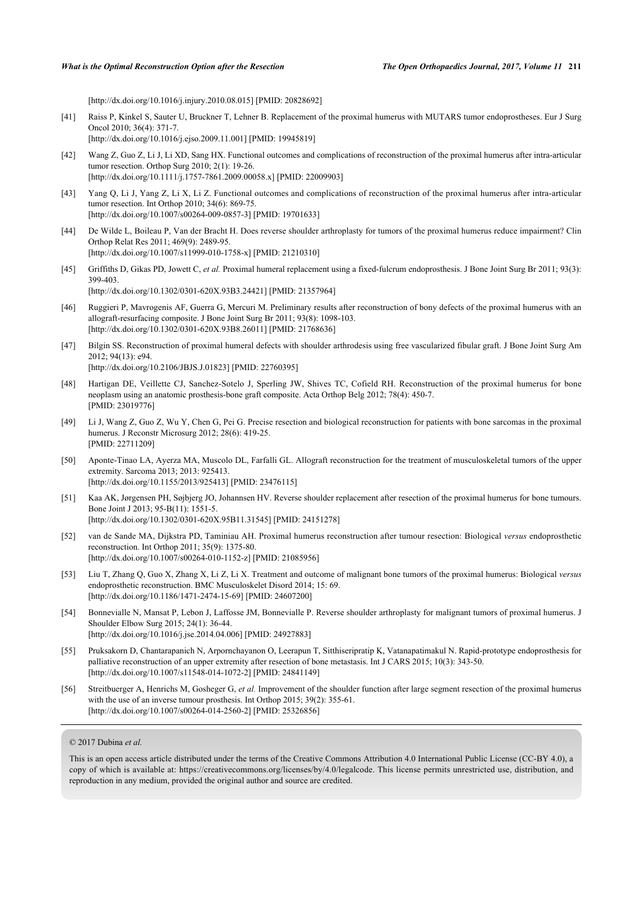[http://dx.doi.org/10.1016/j.injury.2010.08.015] [PMID: 20828692]

[41] Raiss P, Kinkel S, Sauter U, Bruckner T, Lehner B. Replacement of the proximal humerus with MUTARS tumor endoprostheses. Eur J Surg Oncol 2010; 36(4): 371-7.
[http://dx.doi.org/10.1016/j.ejso.2009.11.001] [PMID: 19945819]

[42] Wang Z, Guo Z, Li J, Li XD, Sang HX. Functional outcomes and complications of reconstruction of the proximal humerus after intra-articular tumor resection. Orthop Surg 2010; 2(1): 19-26.
[http://dx.doi.org/10.1111/j.1757-7861.2009.00058.x] [PMID: 22009903]

[43] Yang Q, Li J, Yang Z, Li X, Li Z. Functional outcomes and complications of reconstruction of the proximal humerus after intra-articular tumor resection. Int Orthop 2010; 34(6): 869-75.
[http://dx.doi.org/10.1007/s00264-009-0857-3] [PMID: 19701633]

[44] De Wilde L, Boileau P, Van der Bracht H. Does reverse shoulder arthroplasty for tumors of the proximal humerus reduce impairment? Clin Orthop Relat Res 2011; 469(9): 2489-95.
[http://dx.doi.org/10.1007/s11999-010-1758-x] [PMID: 21210310]

[45] Griffiths D, Gikas PD, Jowett C, *et al.* Proximal humeral replacement using a fixed-fulcrum endoprosthesis. J Bone Joint Surg Br 2011; 93(3): 399-403.
[http://dx.doi.org/10.1302/0301-620X.93B3.24421] [PMID: 21357964]

[46] Ruggieri P, Mavrogenis AF, Guerra G, Mercuri M. Preliminary results after reconstruction of bony defects of the proximal humerus with an allograft-resurfacing composite. J Bone Joint Surg Br 2011; 93(8): 1098-103.
[http://dx.doi.org/10.1302/0301-620X.93B8.26011] [PMID: 21768636]

[47] Bilgin SS. Reconstruction of proximal humeral defects with shoulder arthrodesis using free vascularized fibular graft. J Bone Joint Surg Am 2012; 94(13): e94.
[http://dx.doi.org/10.2106/JBJS.J.01823] [PMID: 22760395]

[48] Hartigan DE, Veillette CJ, Sanchez-Sotelo J, Sperling JW, Shives TC, Cofield RH. Reconstruction of the proximal humerus for bone neoplasm using an anatomic prosthesis-bone graft composite. Acta Orthop Belg 2012; 78(4): 450-7.
[PMID: 23019776]

[49] Li J, Wang Z, Guo Z, Wu Y, Chen G, Pei G. Precise resection and biological reconstruction for patients with bone sarcomas in the proximal humerus. J Reconstr Microsurg 2012; 28(6): 419-25.
[PMID: 22711209]

[50] Aponte-Tinao LA, Ayerza MA, Muscolo DL, Farfalli GL. Allograft reconstruction for the treatment of musculoskeletal tumors of the upper extremity. Sarcoma 2013; 2013: 925413.
[http://dx.doi.org/10.1155/2013/925413] [PMID: 23476115]

[51] Kaa AK, Jørgensen PH, Søjbjerg JO, Johannsen HV. Reverse shoulder replacement after resection of the proximal humerus for bone tumours. Bone Joint J 2013; 95-B(11): 1551-5.
[http://dx.doi.org/10.1302/0301-620X.95B11.31545] [PMID: 24151278]

[52] van de Sande MA, Dijkstra PD, Taminiau AH. Proximal humerus reconstruction after tumour resection: Biological *versus* endoprosthetic reconstruction. Int Orthop 2011; 35(9): 1375-80.
[http://dx.doi.org/10.1007/s00264-010-1152-z] [PMID: 21085956]

[53] Liu T, Zhang Q, Guo X, Zhang X, Li Z, Li X. Treatment and outcome of malignant bone tumors of the proximal humerus: Biological *versus* endoprosthetic reconstruction. BMC Musculoskelet Disord 2014; 15: 69.
[http://dx.doi.org/10.1186/1471-2474-15-69] [PMID: 24607200]

[54] Bonnevialle N, Mansat P, Lebon J, Laffosse JM, Bonnevialle P. Reverse shoulder arthroplasty for malignant tumors of proximal humerus. J Shoulder Elbow Surg 2015; 24(1): 36-44.
[http://dx.doi.org/10.1016/j.jse.2014.04.006] [PMID: 24927883]

[55] Pruksakorn D, Chantarapanich N, Arpornchayanon O, Leerapun T, Sitthiseripratip K, Vatanapatimakul N. Rapid-prototype endoprosthesis for palliative reconstruction of an upper extremity after resection of bone metastasis. Int J CARS 2015; 10(3): 343-50.
[http://dx.doi.org/10.1007/s11548-014-1072-2] [PMID: 24841149]

[56] Streitbuerger A, Henrichs M, Gosheger G, *et al.* Improvement of the shoulder function after large segment resection of the proximal humerus with the use of an inverse tumour prosthesis. Int Orthop 2015; 39(2): 355-61.
[http://dx.doi.org/10.1007/s00264-014-2560-2] [PMID: 25326856]

---

© 2017 Dubina *et al.*

This is an open access article distributed under the terms of the Creative Commons Attribution 4.0 International Public License (CC-BY 4.0), a copy of which is available at: https://creativecommons.org/licenses/by/4.0/legalcode. This license permits unrestricted use, distribution, and reproduction in any medium, provided the original author and source are credited.